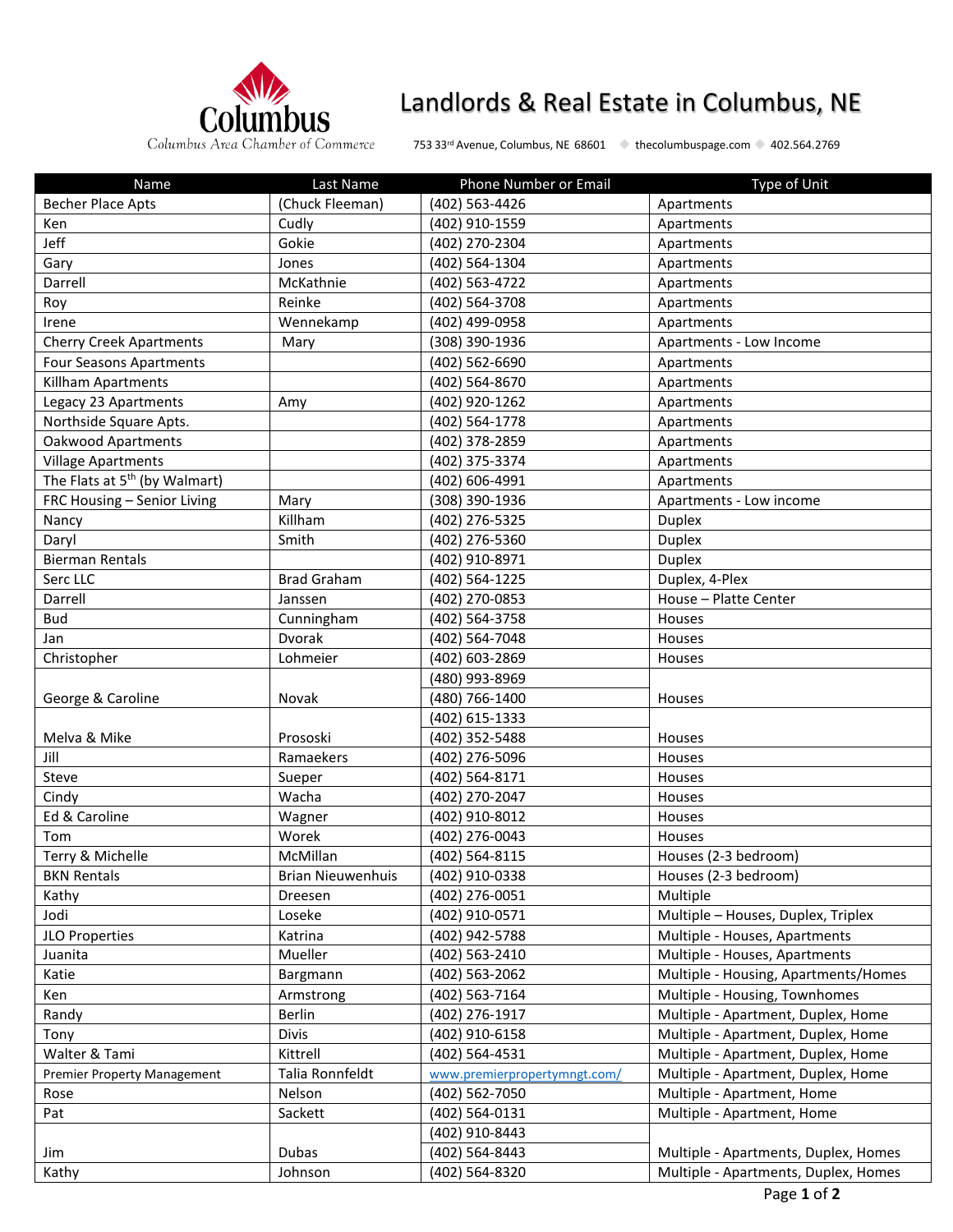# Landlords & Real Estate in Columbus, NE

Columbus Area Chamber of Commerce

753 33rd Avenue, Columbus, NE 68601 ◆ thecolumbuspage.com ◆ 402.564.2769

| Name | Last Name | Phone Number or Email | Type of Unit |
|---|---|---|---|
| Becher Place Apts | (Chuck Fleeman) | (402) 563-4426 | Apartments |
| Ken | Cudly | (402) 910-1559 | Apartments |
| Jeff | Gokie | (402) 270-2304 | Apartments |
| Gary | Jones | (402) 564-1304 | Apartments |
| Darrell | McKathnie | (402) 563-4722 | Apartments |
| Roy | Reinke | (402) 564-3708 | Apartments |
| Irene | Wennekamp | (402) 499-0958 | Apartments |
| Cherry Creek Apartments | Mary | (308) 390-1936 | Apartments - Low Income |
| Four Seasons Apartments | | (402) 562-6690 | Apartments |
| Killham Apartments | | (402) 564-8670 | Apartments |
| Legacy 23 Apartments | Amy | (402) 920-1262 | Apartments |
| Northside Square Apts. | | (402) 564-1778 | Apartments |
| Oakwood Apartments | | (402) 378-2859 | Apartments |
| Village Apartments | | (402) 375-3374 | Apartments |
| The Flats at 5th (by Walmart) | | (402) 606-4991 | Apartments |
| FRC Housing – Senior Living | Mary | (308) 390-1936 | Apartments - Low income |
| Nancy | Killham | (402) 276-5325 | Duplex |
| Daryl | Smith | (402) 276-5360 | Duplex |
| Bierman Rentals | | (402) 910-8971 | Duplex |
| Serc LLC | Brad Graham | (402) 564-1225 | Duplex, 4-Plex |
| Darrell | Janssen | (402) 270-0853 | House – Platte Center |
| Bud | Cunningham | (402) 564-3758 | Houses |
| Jan | Dvorak | (402) 564-7048 | Houses |
| Christopher | Lohmeier | (402) 603-2869 | Houses |
| George & Caroline | Novak | (480) 993-8969<br>(480) 766-1400 | Houses |
| Melva & Mike | Prososki | (402) 615-1333<br>(402) 352-5488 | Houses |
| Jill | Ramaekers | (402) 276-5096 | Houses |
| Steve | Sueper | (402) 564-8171 | Houses |
| Cindy | Wacha | (402) 270-2047 | Houses |
| Ed & Caroline | Wagner | (402) 910-8012 | Houses |
| Tom | Worek | (402) 276-0043 | Houses |
| Terry & Michelle | McMillan | (402) 564-8115 | Houses (2-3 bedroom) |
| BKN Rentals | Brian Nieuwenhuis | (402) 910-0338 | Houses (2-3 bedroom) |
| Kathy | Dreesen | (402) 276-0051 | Multiple |
| Jodi | Loseke | (402) 910-0571 | Multiple – Houses, Duplex, Triplex |
| JLO Properties | Katrina | (402) 942-5788 | Multiple - Houses, Apartments |
| Juanita | Mueller | (402) 563-2410 | Multiple - Houses, Apartments |
| Katie | Bargmann | (402) 563-2062 | Multiple - Housing, Apartments/Homes |
| Ken | Armstrong | (402) 563-7164 | Multiple - Housing, Townhomes |
| Randy | Berlin | (402) 276-1917 | Multiple - Apartment, Duplex, Home |
| Tony | Divis | (402) 910-6158 | Multiple - Apartment, Duplex, Home |
| Walter & Tami | Kittrell | (402) 564-4531 | Multiple - Apartment, Duplex, Home |
| Premier Property Management | Talia Ronnfeldt | www.premierpropertymngt.com/ | Multiple - Apartment, Duplex, Home |
| Rose | Nelson | (402) 562-7050 | Multiple - Apartment, Home |
| Pat | Sackett | (402) 564-0131 | Multiple - Apartment, Home |
| Jim | Dubas | (402) 910-8443<br>(402) 564-8443 | Multiple - Apartments, Duplex, Homes |
| Kathy | Johnson | (402) 564-8320 | Multiple - Apartments, Duplex, Homes |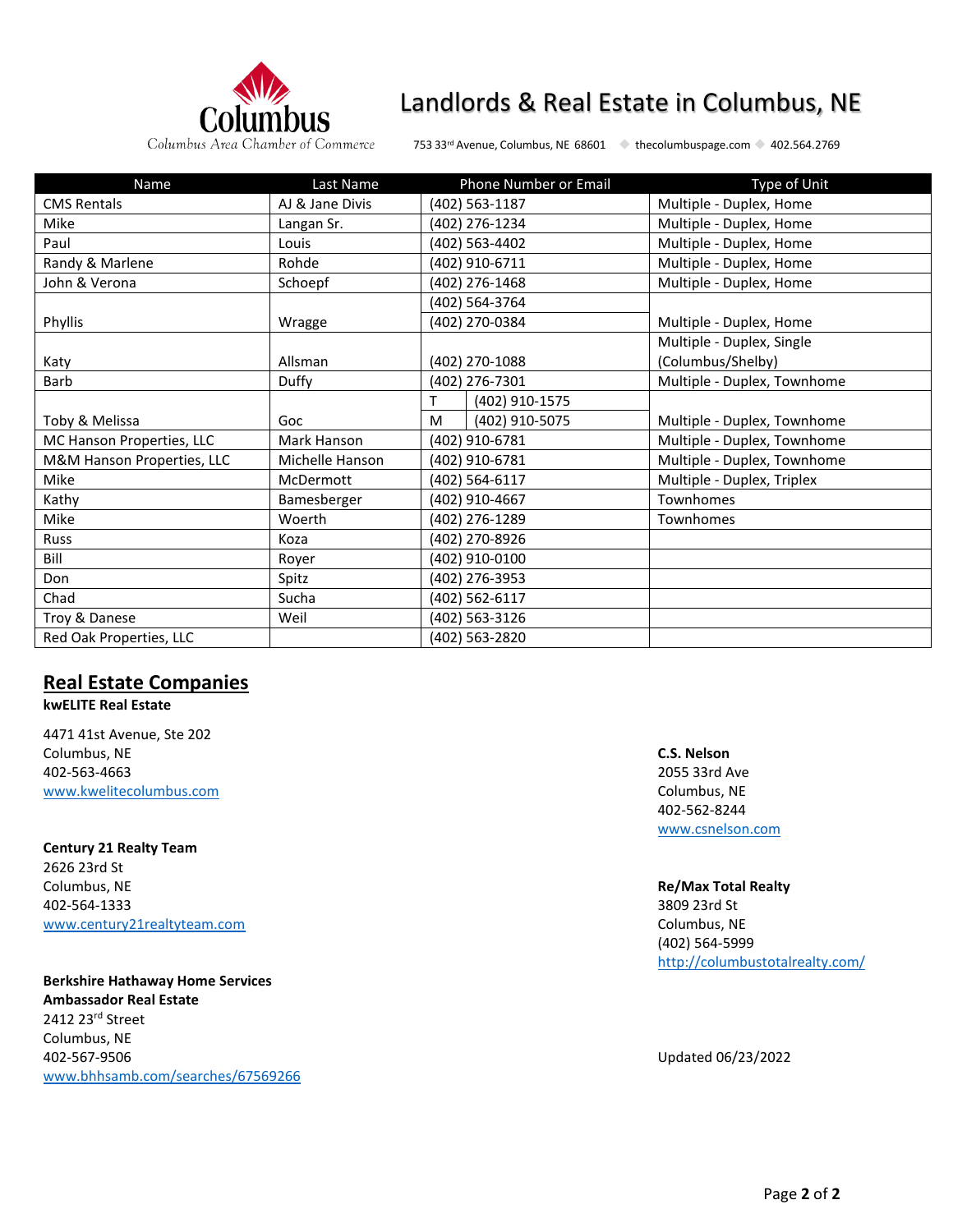# Landlords & Real Estate in Columbus, NE

Columbus Area Chamber of Commerce

753 33rd Avenue, Columbus, NE 68601 ◆ thecolumbuspage.com ◆ 402.564.2769

| Name | Last Name | Phone Number or Email | Type of Unit |
|---|---|---|---|
| CMS Rentals | AJ & Jane Divis | (402) 563-1187 | Multiple - Duplex, Home |
| Mike | Langan Sr. | (402) 276-1234 | Multiple - Duplex, Home |
| Paul | Louis | (402) 563-4402 | Multiple - Duplex, Home |
| Randy & Marlene | Rohde | (402) 910-6711 | Multiple - Duplex, Home |
| John & Verona | Schoepf | (402) 276-1468 | Multiple - Duplex, Home |
| Phyllis | Wragge | (402) 564-3764<br>(402) 270-0384 | Multiple - Duplex, Home |
| Katy | Allsman | (402) 270-1088 | Multiple - Duplex, Single (Columbus/Shelby) |
| Barb | Duffy | (402) 276-7301 | Multiple - Duplex, Townhome |
| Toby & Melissa | Goc | T (402) 910-1575<br>M (402) 910-5075 | Multiple - Duplex, Townhome |
| MC Hanson Properties, LLC | Mark Hanson | (402) 910-6781 | Multiple - Duplex, Townhome |
| M&M Hanson Properties, LLC | Michelle Hanson | (402) 910-6781 | Multiple - Duplex, Townhome |
| Mike | McDermott | (402) 564-6117 | Multiple - Duplex, Triplex |
| Kathy | Bamesberger | (402) 910-4667 | Townhomes |
| Mike | Woerth | (402) 276-1289 | Townhomes |
| Russ | Koza | (402) 270-8926 | |
| Bill | Royer | (402) 910-0100 | |
| Don | Spitz | (402) 276-3953 | |
| Chad | Sucha | (402) 562-6117 | |
| Troy & Danese | Weil | (402) 563-3126 | |
| Red Oak Properties, LLC | | (402) 563-2820 | |

## Real Estate Companies

**kwELITE Real Estate**

4471 41st Avenue, Ste 202
Columbus, NE
402-563-4663
www.kwelitecolumbus.com

**Century 21 Realty Team**
2626 23rd St
Columbus, NE
402-564-1333
www.century21realtyteam.com

**Berkshire Hathaway Home Services**
**Ambassador Real Estate**
2412 23rd Street
Columbus, NE
402-567-9506
www.bhhsamb.com/searches/67569266

**C.S. Nelson**
2055 33rd Ave
Columbus, NE
402-562-8244
www.csnelson.com

**Re/Max Total Realty**
3809 23rd St
Columbus, NE
(402) 564-5999
http://columbustotalrealty.com/

Updated 06/23/2022